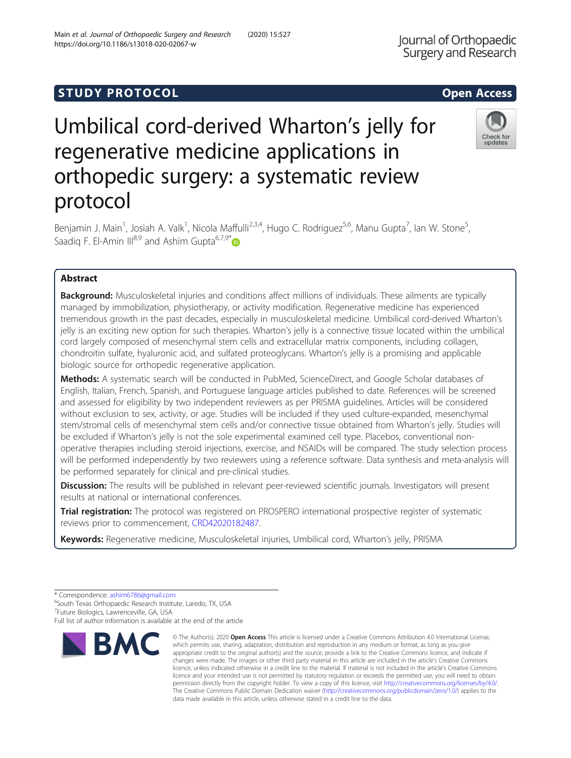STUDY PROTOCOL

Open Access

# Umbilical cord-derived Wharton's jelly for regenerative medicine applications in orthopedic surgery: a systematic review protocol

Benjamin J. Main[1], Josiah A. Valk[1], Nicola Maffulli[2,3,4], Hugo C. Rodriguez[5,6], Manu Gupta[7], Ian W. Stone[5], Saadiq F. El-Amin III[8,9] and Ashim Gupta[6,7,9*]

## Abstract

**Background:** Musculoskeletal injuries and conditions affect millions of individuals. These ailments are typically managed by immobilization, physiotherapy, or activity modification. Regenerative medicine has experienced tremendous growth in the past decades, especially in musculoskeletal medicine. Umbilical cord-derived Wharton's jelly is an exciting new option for such therapies. Wharton's jelly is a connective tissue located within the umbilical cord largely composed of mesenchymal stem cells and extracellular matrix components, including collagen, chondroitin sulfate, hyaluronic acid, and sulfated proteoglycans. Wharton's jelly is a promising and applicable biologic source for orthopedic regenerative application.

**Methods:** A systematic search will be conducted in PubMed, ScienceDirect, and Google Scholar databases of English, Italian, French, Spanish, and Portuguese language articles published to date. References will be screened and assessed for eligibility by two independent reviewers as per PRISMA guidelines. Articles will be considered without exclusion to sex, activity, or age. Studies will be included if they used culture-expanded, mesenchymal stem/stromal cells of mesenchymal stem cells and/or connective tissue obtained from Wharton's jelly. Studies will be excluded if Wharton's jelly is not the sole experimental examined cell type. Placebos, conventional non-operative therapies including steroid injections, exercise, and NSAIDs will be compared. The study selection process will be performed independently by two reviewers using a reference software. Data synthesis and meta-analysis will be performed separately for clinical and pre-clinical studies.

**Discussion:** The results will be published in relevant peer-reviewed scientific journals. Investigators will present results at national or international conferences.

**Trial registration:** The protocol was registered on PROSPERO international prospective register of systematic reviews prior to commencement, CRD42020182487.

**Keywords:** Regenerative medicine, Musculoskeletal injuries, Umbilical cord, Wharton's jelly, PRISMA

---

* Correspondence: ashim6786@gmail.com
[6]South Texas Orthopaedic Research Institute, Laredo, TX, USA
[7]Future Biologics, Lawrenceville, GA, USA
Full list of author information is available at the end of the article

© The Author(s). 2020 **Open Access** This article is licensed under a Creative Commons Attribution 4.0 International License, which permits use, sharing, adaptation, distribution and reproduction in any medium or format, as long as you give appropriate credit to the original author(s) and the source, provide a link to the Creative Commons licence, and indicate if changes were made. The images or other third party material in this article are included in the article's Creative Commons licence, unless indicated otherwise in a credit line to the material. If material is not included in the article's Creative Commons licence and your intended use is not permitted by statutory regulation or exceeds the permitted use, you will need to obtain permission directly from the copyright holder. To view a copy of this licence, visit http://creativecommons.org/licenses/by/4.0/. The Creative Commons Public Domain Dedication waiver (http://creativecommons.org/publicdomain/zero/1.0/) applies to the data made available in this article, unless otherwise stated in a credit line to the data.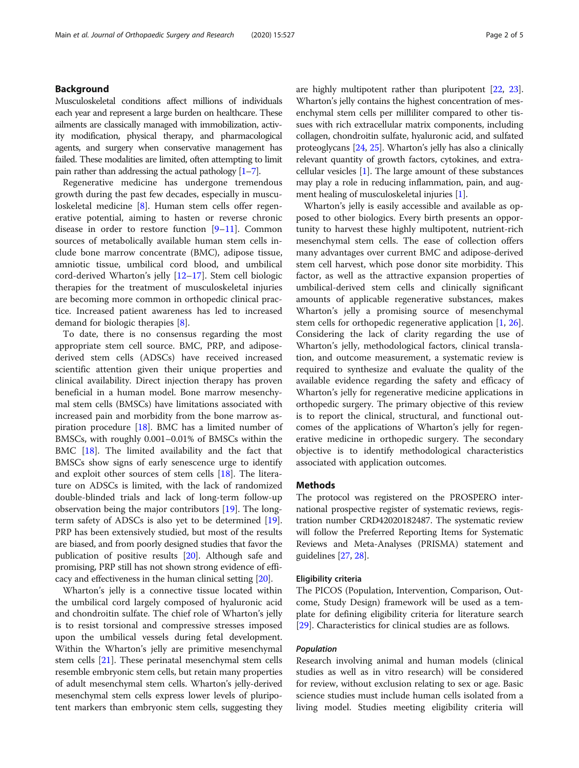## Background

Musculoskeletal conditions affect millions of individuals each year and represent a large burden on healthcare. These ailments are classically managed with immobilization, activity modification, physical therapy, and pharmacological agents, and surgery when conservative management has failed. These modalities are limited, often attempting to limit pain rather than addressing the actual pathology [1–7].

Regenerative medicine has undergone tremendous growth during the past few decades, especially in musculoskeletal medicine [8]. Human stem cells offer regenerative potential, aiming to hasten or reverse chronic disease in order to restore function [9–11]. Common sources of metabolically available human stem cells include bone marrow concentrate (BMC), adipose tissue, amniotic tissue, umbilical cord blood, and umbilical cord-derived Wharton's jelly [12–17]. Stem cell biologic therapies for the treatment of musculoskeletal injuries are becoming more common in orthopedic clinical practice. Increased patient awareness has led to increased demand for biologic therapies [8].

To date, there is no consensus regarding the most appropriate stem cell source. BMC, PRP, and adipose-derived stem cells (ADSCs) have received increased scientific attention given their unique properties and clinical availability. Direct injection therapy has proven beneficial in a human model. Bone marrow mesenchymal stem cells (BMSCs) have limitations associated with increased pain and morbidity from the bone marrow aspiration procedure [18]. BMC has a limited number of BMSCs, with roughly 0.001–0.01% of BMSCs within the BMC [18]. The limited availability and the fact that BMSCs show signs of early senescence urge to identify and exploit other sources of stem cells [18]. The literature on ADSCs is limited, with the lack of randomized double-blinded trials and lack of long-term follow-up observation being the major contributors [19]. The long-term safety of ADSCs is also yet to be determined [19]. PRP has been extensively studied, but most of the results are biased, and from poorly designed studies that favor the publication of positive results [20]. Although safe and promising, PRP still has not shown strong evidence of efficacy and effectiveness in the human clinical setting [20].

Wharton's jelly is a connective tissue located within the umbilical cord largely composed of hyaluronic acid and chondroitin sulfate. The chief role of Wharton's jelly is to resist torsional and compressive stresses imposed upon the umbilical vessels during fetal development. Within the Wharton's jelly are primitive mesenchymal stem cells [21]. These perinatal mesenchymal stem cells resemble embryonic stem cells, but retain many properties of adult mesenchymal stem cells. Wharton's jelly-derived mesenchymal stem cells express lower levels of pluripotent markers than embryonic stem cells, suggesting they are highly multipotent rather than pluripotent [22, 23]. Wharton's jelly contains the highest concentration of mesenchymal stem cells per milliliter compared to other tissues with rich extracellular matrix components, including collagen, chondroitin sulfate, hyaluronic acid, and sulfated proteoglycans [24, 25]. Wharton's jelly has also a clinically relevant quantity of growth factors, cytokines, and extracellular vesicles [1]. The large amount of these substances may play a role in reducing inflammation, pain, and augment healing of musculoskeletal injuries [1].

Wharton's jelly is easily accessible and available as opposed to other biologics. Every birth presents an opportunity to harvest these highly multipotent, nutrient-rich mesenchymal stem cells. The ease of collection offers many advantages over current BMC and adipose-derived stem cell harvest, which pose donor site morbidity. This factor, as well as the attractive expansion properties of umbilical-derived stem cells and clinically significant amounts of applicable regenerative substances, makes Wharton's jelly a promising source of mesenchymal stem cells for orthopedic regenerative application [1, 26]. Considering the lack of clarity regarding the use of Wharton's jelly, methodological factors, clinical translation, and outcome measurement, a systematic review is required to synthesize and evaluate the quality of the available evidence regarding the safety and efficacy of Wharton's jelly for regenerative medicine applications in orthopedic surgery. The primary objective of this review is to report the clinical, structural, and functional outcomes of the applications of Wharton's jelly for regenerative medicine in orthopedic surgery. The secondary objective is to identify methodological characteristics associated with application outcomes.

## Methods

The protocol was registered on the PROSPERO international prospective register of systematic reviews, registration number CRD42020182487. The systematic review will follow the Preferred Reporting Items for Systematic Reviews and Meta-Analyses (PRISMA) statement and guidelines [27, 28].

### Eligibility criteria

The PICOS (Population, Intervention, Comparison, Outcome, Study Design) framework will be used as a template for defining eligibility criteria for literature search [29]. Characteristics for clinical studies are as follows.

#### *Population*

Research involving animal and human models (clinical studies as well as in vitro research) will be considered for review, without exclusion relating to sex or age. Basic science studies must include human cells isolated from a living model. Studies meeting eligibility criteria will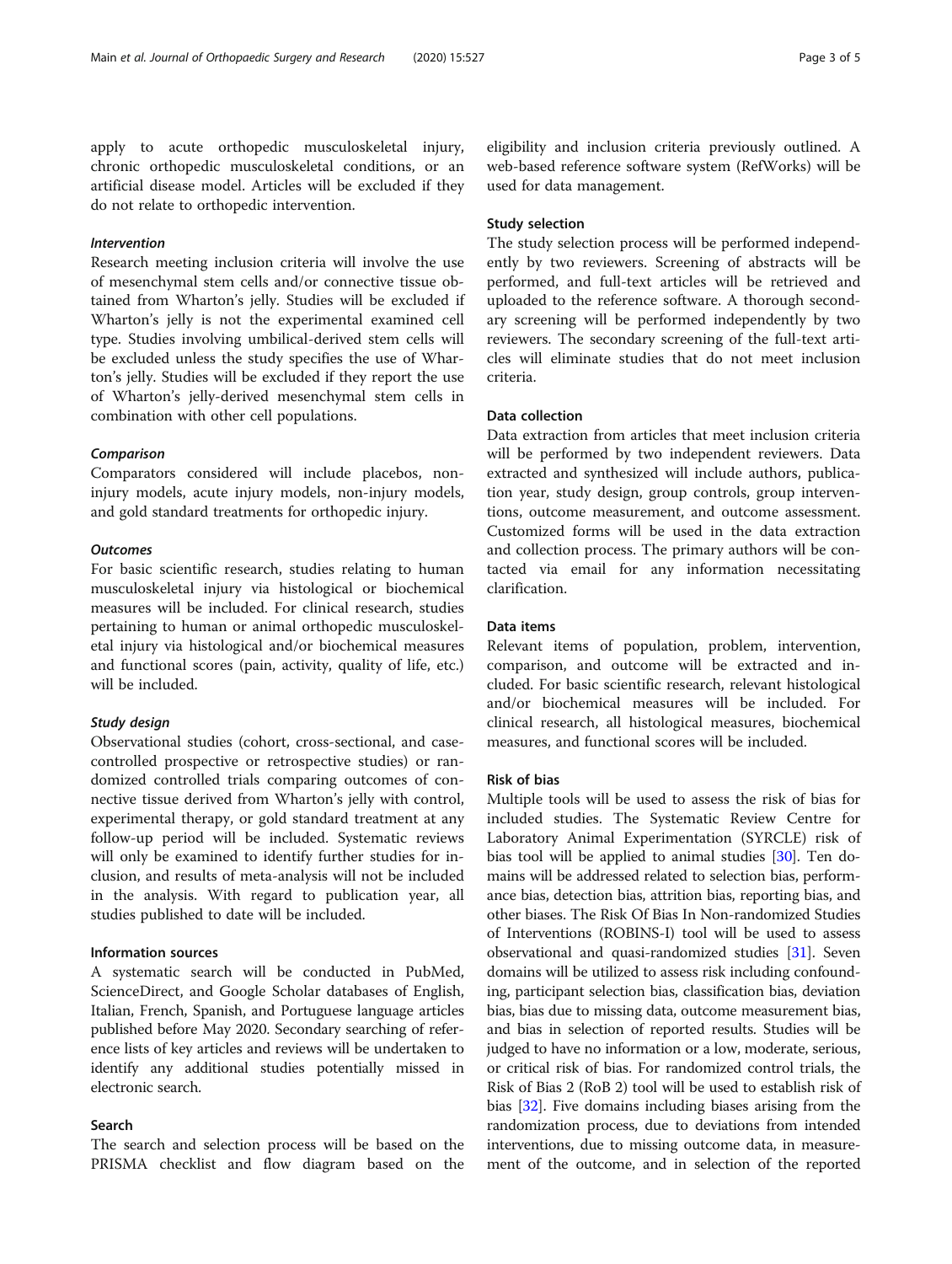apply to acute orthopedic musculoskeletal injury, chronic orthopedic musculoskeletal conditions, or an artificial disease model. Articles will be excluded if they do not relate to orthopedic intervention.

#### *Intervention*

Research meeting inclusion criteria will involve the use of mesenchymal stem cells and/or connective tissue obtained from Wharton's jelly. Studies will be excluded if Wharton's jelly is not the experimental examined cell type. Studies involving umbilical-derived stem cells will be excluded unless the study specifies the use of Wharton's jelly. Studies will be excluded if they report the use of Wharton's jelly-derived mesenchymal stem cells in combination with other cell populations.

#### *Comparison*

Comparators considered will include placebos, non-injury models, acute injury models, non-injury models, and gold standard treatments for orthopedic injury.

#### *Outcomes*

For basic scientific research, studies relating to human musculoskeletal injury via histological or biochemical measures will be included. For clinical research, studies pertaining to human or animal orthopedic musculoskeletal injury via histological and/or biochemical measures and functional scores (pain, activity, quality of life, etc.) will be included.

#### *Study design*

Observational studies (cohort, cross-sectional, and case-controlled prospective or retrospective studies) or randomized controlled trials comparing outcomes of connective tissue derived from Wharton's jelly with control, experimental therapy, or gold standard treatment at any follow-up period will be included. Systematic reviews will only be examined to identify further studies for inclusion, and results of meta-analysis will not be included in the analysis. With regard to publication year, all studies published to date will be included.

### Information sources

A systematic search will be conducted in PubMed, ScienceDirect, and Google Scholar databases of English, Italian, French, Spanish, and Portuguese language articles published before May 2020. Secondary searching of reference lists of key articles and reviews will be undertaken to identify any additional studies potentially missed in electronic search.

### Search

The search and selection process will be based on the PRISMA checklist and flow diagram based on the eligibility and inclusion criteria previously outlined. A web-based reference software system (RefWorks) will be used for data management.

### Study selection

The study selection process will be performed independently by two reviewers. Screening of abstracts will be performed, and full-text articles will be retrieved and uploaded to the reference software. A thorough secondary screening will be performed independently by two reviewers. The secondary screening of the full-text articles will eliminate studies that do not meet inclusion criteria.

### Data collection

Data extraction from articles that meet inclusion criteria will be performed by two independent reviewers. Data extracted and synthesized will include authors, publication year, study design, group controls, group interventions, outcome measurement, and outcome assessment. Customized forms will be used in the data extraction and collection process. The primary authors will be contacted via email for any information necessitating clarification.

### Data items

Relevant items of population, problem, intervention, comparison, and outcome will be extracted and included. For basic scientific research, relevant histological and/or biochemical measures will be included. For clinical research, all histological measures, biochemical measures, and functional scores will be included.

### Risk of bias

Multiple tools will be used to assess the risk of bias for included studies. The Systematic Review Centre for Laboratory Animal Experimentation (SYRCLE) risk of bias tool will be applied to animal studies [30]. Ten domains will be addressed related to selection bias, performance bias, detection bias, attrition bias, reporting bias, and other biases. The Risk Of Bias In Non-randomized Studies of Interventions (ROBINS-I) tool will be used to assess observational and quasi-randomized studies [31]. Seven domains will be utilized to assess risk including confounding, participant selection bias, classification bias, deviation bias, bias due to missing data, outcome measurement bias, and bias in selection of reported results. Studies will be judged to have no information or a low, moderate, serious, or critical risk of bias. For randomized control trials, the Risk of Bias 2 (RoB 2) tool will be used to establish risk of bias [32]. Five domains including biases arising from the randomization process, due to deviations from intended interventions, due to missing outcome data, in measurement of the outcome, and in selection of the reported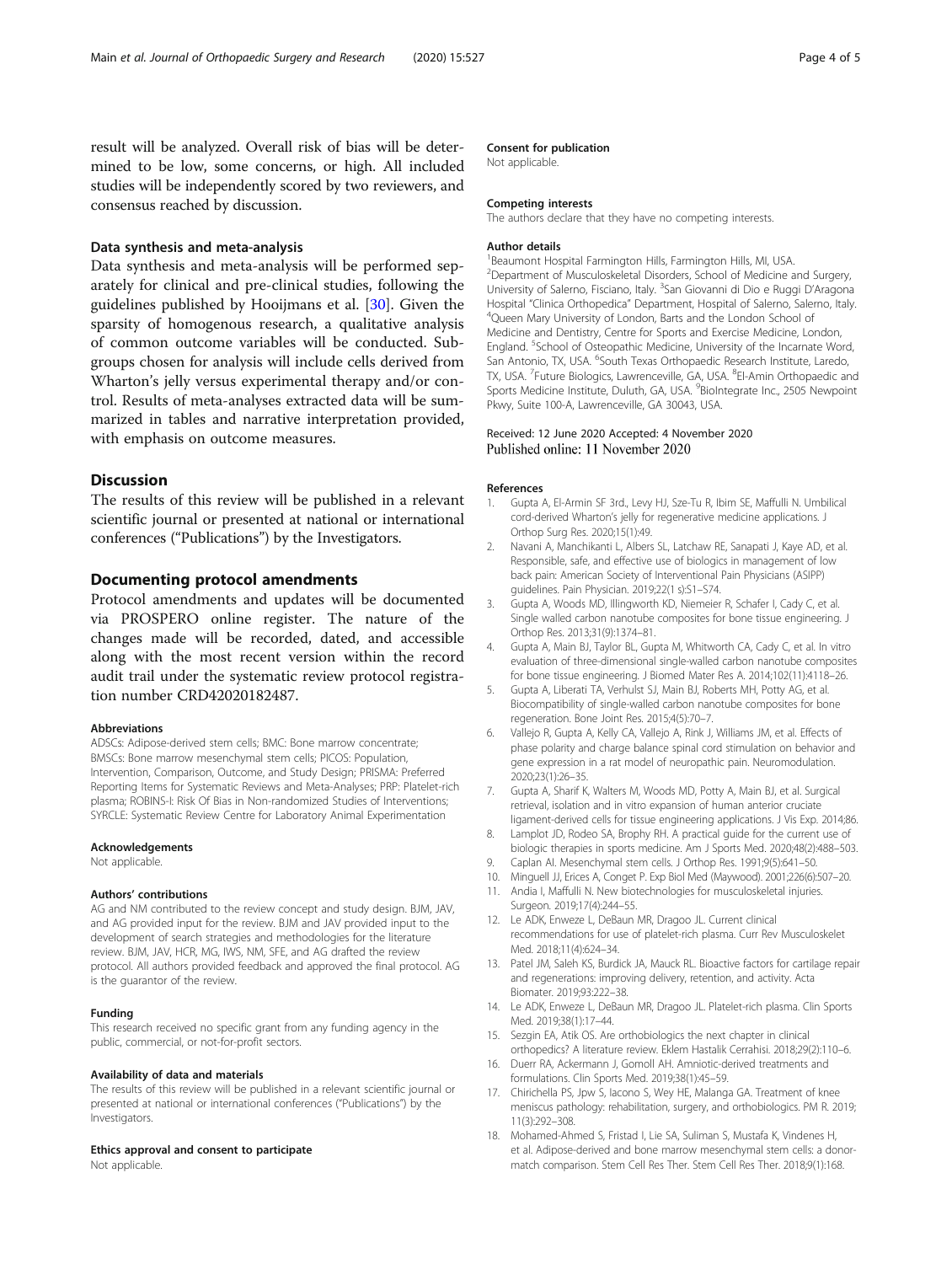result will be analyzed. Overall risk of bias will be determined to be low, some concerns, or high. All included studies will be independently scored by two reviewers, and consensus reached by discussion.

### Data synthesis and meta-analysis

Data synthesis and meta-analysis will be performed separately for clinical and pre-clinical studies, following the guidelines published by Hooijmans et al. [30]. Given the sparsity of homogenous research, a qualitative analysis of common outcome variables will be conducted. Subgroups chosen for analysis will include cells derived from Wharton's jelly versus experimental therapy and/or control. Results of meta-analyses extracted data will be summarized in tables and narrative interpretation provided, with emphasis on outcome measures.

## Discussion

The results of this review will be published in a relevant scientific journal or presented at national or international conferences ("Publications") by the Investigators.

## Documenting protocol amendments

Protocol amendments and updates will be documented via PROSPERO online register. The nature of the changes made will be recorded, dated, and accessible along with the most recent version within the record audit trail under the systematic review protocol registration number CRD42020182487.

#### Abbreviations

ADSCs: Adipose-derived stem cells; BMC: Bone marrow concentrate; BMSCs: Bone marrow mesenchymal stem cells; PICOS: Population, Intervention, Comparison, Outcome, and Study Design; PRISMA: Preferred Reporting Items for Systematic Reviews and Meta-Analyses; PRP: Platelet-rich plasma; ROBINS-I: Risk Of Bias in Non-randomized Studies of Interventions; SYRCLE: Systematic Review Centre for Laboratory Animal Experimentation

#### Acknowledgements

Not applicable.

#### Authors' contributions

AG and NM contributed to the review concept and study design. BJM, JAV, and AG provided input for the review. BJM and JAV provided input to the development of search strategies and methodologies for the literature review. BJM, JAV, HCR, MG, IWS, NM, SFE, and AG drafted the review protocol. All authors provided feedback and approved the final protocol. AG is the guarantor of the review.

#### Funding

This research received no specific grant from any funding agency in the public, commercial, or not-for-profit sectors.

#### Availability of data and materials

The results of this review will be published in a relevant scientific journal or presented at national or international conferences ("Publications") by the Investigators.

#### Ethics approval and consent to participate

Not applicable.

#### Consent for publication

Not applicable.

#### Competing interests

The authors declare that they have no competing interests.

#### Author details

[1]Beaumont Hospital Farmington Hills, Farmington Hills, MI, USA. [2]Department of Musculoskeletal Disorders, School of Medicine and Surgery, University of Salerno, Fisciano, Italy. [3]San Giovanni di Dio e Ruggi D'Aragona Hospital "Clinica Orthopedica" Department, Hospital of Salerno, Salerno, Italy. [4]Queen Mary University of London, Barts and the London School of Medicine and Dentistry, Centre for Sports and Exercise Medicine, London, England. [5]School of Osteopathic Medicine, University of the Incarnate Word, San Antonio, TX, USA. [6]South Texas Orthopaedic Research Institute, Laredo, TX, USA. [7]Future Biologics, Lawrenceville, GA, USA. [8]El-Amin Orthopaedic and Sports Medicine Institute, Duluth, GA, USA. [9]BioIntegrate Inc., 2505 Newpoint Pkwy, Suite 100-A, Lawrenceville, GA 30043, USA.

Received: 12 June 2020 Accepted: 4 November 2020
Published online: 11 November 2020

#### References

1. Gupta A, El-Armin SF 3rd., Levy HJ, Sze-Tu R, Ibim SE, Maffulli N. Umbilical cord-derived Wharton's jelly for regenerative medicine applications. J Orthop Surg Res. 2020;15(1):49.
2. Navani A, Manchikanti L, Albers SL, Latchaw RE, Sanapati J, Kaye AD, et al. Responsible, safe, and effective use of biologics in management of low back pain: American Society of Interventional Pain Physicians (ASIPP) guidelines. Pain Physician. 2019;22(1 s):S1–S74.
3. Gupta A, Woods MD, Illingworth KD, Niemeier R, Schafer I, Cady C, et al. Single walled carbon nanotube composites for bone tissue engineering. J Orthop Res. 2013;31(9):1374–81.
4. Gupta A, Main BJ, Taylor BL, Gupta M, Whitworth CA, Cady C, et al. In vitro evaluation of three-dimensional single-walled carbon nanotube composites for bone tissue engineering. J Biomed Mater Res A. 2014;102(11):4118–26.
5. Gupta A, Liberati TA, Verhulst SJ, Main BJ, Roberts MH, Potty AG, et al. Biocompatibility of single-walled carbon nanotube composites for bone regeneration. Bone Joint Res. 2015;4(5):70–7.
6. Vallejo R, Gupta A, Kelly CA, Vallejo A, Rink J, Williams JM, et al. Effects of phase polarity and charge balance spinal cord stimulation on behavior and gene expression in a rat model of neuropathic pain. Neuromodulation. 2020;23(1):26–35.
7. Gupta A, Sharif K, Walters M, Woods MD, Potty A, Main BJ, et al. Surgical retrieval, isolation and in vitro expansion of human anterior cruciate ligament-derived cells for tissue engineering applications. J Vis Exp. 2014;86.
8. Lamplot JD, Rodeo SA, Brophy RH. A practical guide for the current use of biologic therapies in sports medicine. Am J Sports Med. 2020;48(2):488–503.
9. Caplan AI. Mesenchymal stem cells. J Orthop Res. 1991;9(5):641–50.
10. Minguell JJ, Erices A, Conget P. Exp Biol Med (Maywood). 2001;226(6):507–20.
11. Andia I, Maffulli N. New biotechnologies for musculoskeletal injuries. Surgeon. 2019;17(4):244–55.
12. Le ADK, Enweze L, DeBaun MR, Dragoo JL. Current clinical recommendations for use of platelet-rich plasma. Curr Rev Musculoskelet Med. 2018;11(4):624–34.
13. Patel JM, Saleh KS, Burdick JA, Mauck RL. Bioactive factors for cartilage repair and regenerations: improving delivery, retention, and activity. Acta Biomater. 2019;93:222–38.
14. Le ADK, Enweze L, DeBaun MR, Dragoo JL. Platelet-rich plasma. Clin Sports Med. 2019;38(1):17–44.
15. Sezgin EA, Atik OS. Are orthobiologics the next chapter in clinical orthopedics? A literature review. Eklem Hastalik Cerrahisi. 2018;29(2):110–6.
16. Duerr RA, Ackermann J, Gomoll AH. Amniotic-derived treatments and formulations. Clin Sports Med. 2019;38(1):45–59.
17. Chirichella PS, Jpw S, Iacono S, Wey HE, Malanga GA. Treatment of knee meniscus pathology: rehabilitation, surgery, and orthobiologics. PM R. 2019;11(3):292–308.
18. Mohamed-Ahmed S, Fristad I, Lie SA, Suliman S, Mustafa K, Vindenes H, et al. Adipose-derived and bone marrow mesenchymal stem cells: a donor-match comparison. Stem Cell Res Ther. Stem Cell Res Ther. 2018;9(1):168.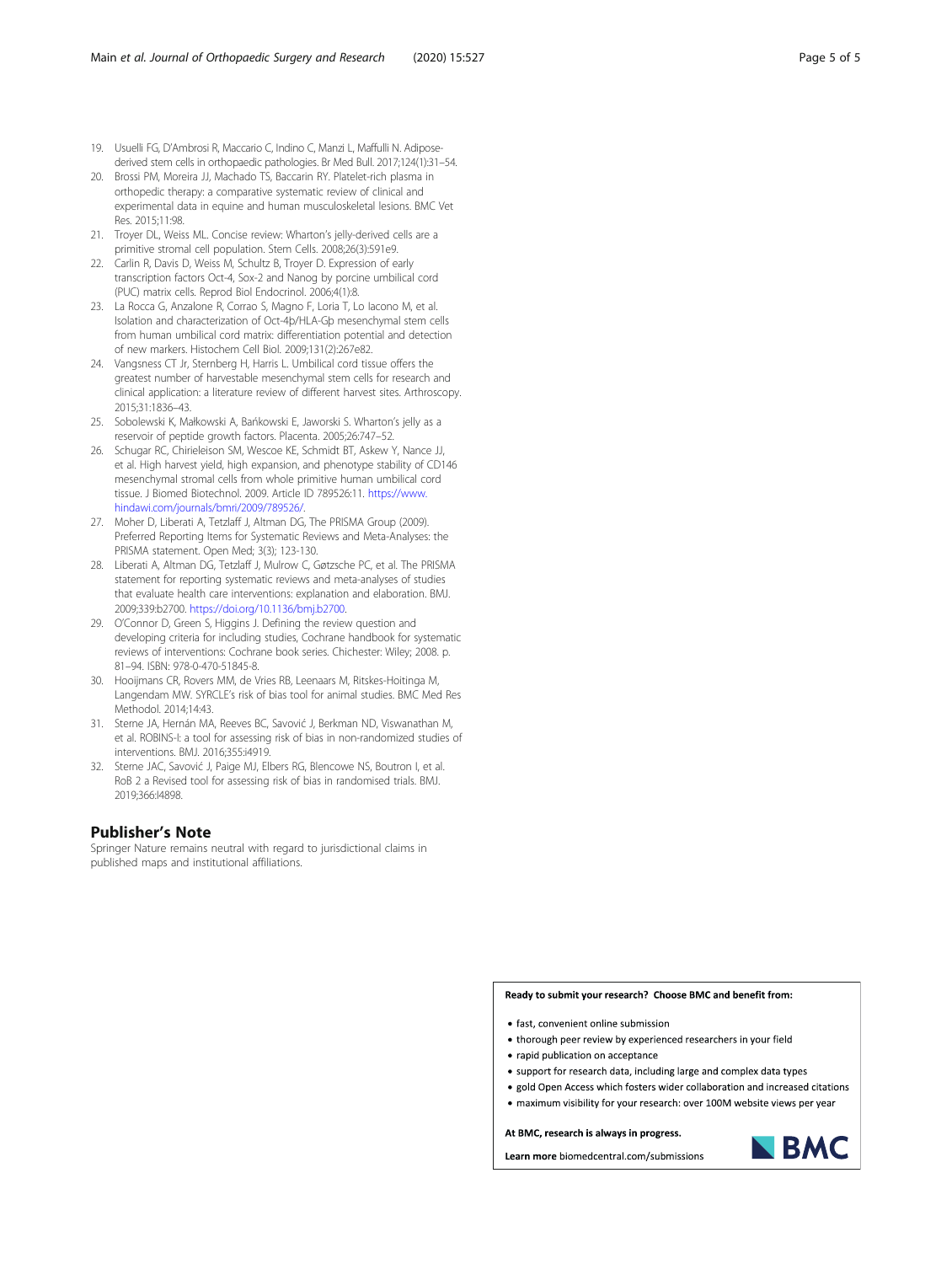19. Usuelli FG, D'Ambrosi R, Maccario C, Indino C, Manzi L, Maffulli N. Adipose-derived stem cells in orthopaedic pathologies. Br Med Bull. 2017;124(1):31–54.
20. Brossi PM, Moreira JJ, Machado TS, Baccarin RY. Platelet-rich plasma in orthopedic therapy: a comparative systematic review of clinical and experimental data in equine and human musculoskeletal lesions. BMC Vet Res. 2015;11:98.
21. Troyer DL, Weiss ML. Concise review: Wharton's jelly-derived cells are a primitive stromal cell population. Stem Cells. 2008;26(3):591e9.
22. Carlin R, Davis D, Weiss M, Schultz B, Troyer D. Expression of early transcription factors Oct-4, Sox-2 and Nanog by porcine umbilical cord (PUC) matrix cells. Reprod Biol Endocrinol. 2006;4(1):8.
23. La Rocca G, Anzalone R, Corrao S, Magno F, Loria T, Lo Iacono M, et al. Isolation and characterization of Oct-4þ/HLA-Gþ mesenchymal stem cells from human umbilical cord matrix: differentiation potential and detection of new markers. Histochem Cell Biol. 2009;131(2):267e82.
24. Vangsness CT Jr, Sternberg H, Harris L. Umbilical cord tissue offers the greatest number of harvestable mesenchymal stem cells for research and clinical application: a literature review of different harvest sites. Arthroscopy. 2015;31:1836–43.
25. Sobolewski K, Małkowski A, Bańkowski E, Jaworski S. Wharton's jelly as a reservoir of peptide growth factors. Placenta. 2005;26:747–52.
26. Schugar RC, Chirieleison SM, Wescoe KE, Schmidt BT, Askew Y, Nance JJ, et al. High harvest yield, high expansion, and phenotype stability of CD146 mesenchymal stromal cells from whole primitive human umbilical cord tissue. J Biomed Biotechnol. 2009. Article ID 789526:11. https://www.hindawi.com/journals/bmri/2009/789526/.
27. Moher D, Liberati A, Tetzlaff J, Altman DG, The PRISMA Group (2009). Preferred Reporting Items for Systematic Reviews and Meta-Analyses: the PRISMA statement. Open Med; 3(3); 123-130.
28. Liberati A, Altman DG, Tetzlaff J, Mulrow C, Gøtzsche PC, et al. The PRISMA statement for reporting systematic reviews and meta-analyses of studies that evaluate health care interventions: explanation and elaboration. BMJ. 2009;339:b2700. https://doi.org/10.1136/bmj.b2700.
29. O'Connor D, Green S, Higgins J. Defining the review question and developing criteria for including studies, Cochrane handbook for systematic reviews of interventions: Cochrane book series. Chichester: Wiley; 2008. p. 81–94. ISBN: 978-0-470-51845-8.
30. Hooijmans CR, Rovers MM, de Vries RB, Leenaars M, Ritskes-Hoitinga M, Langendam MW. SYRCLE's risk of bias tool for animal studies. BMC Med Res Methodol. 2014;14:43.
31. Sterne JA, Hernán MA, Reeves BC, Savović J, Berkman ND, Viswanathan M, et al. ROBINS-I: a tool for assessing risk of bias in non-randomized studies of interventions. BMJ. 2016;355:i4919.
32. Sterne JAC, Savović J, Paige MJ, Elbers RG, Blencowe NS, Boutron I, et al. RoB 2 a Revised tool for assessing risk of bias in randomised trials. BMJ. 2019;366:l4898.

## Publisher's Note

Springer Nature remains neutral with regard to jurisdictional claims in published maps and institutional affiliations.

**Ready to submit your research? Choose BMC and benefit from:**

- fast, convenient online submission
- thorough peer review by experienced researchers in your field
- rapid publication on acceptance
- support for research data, including large and complex data types
- gold Open Access which fosters wider collaboration and increased citations
- maximum visibility for your research: over 100M website views per year

**At BMC, research is always in progress.**

**Learn more** biomedcentral.com/submissions

BMC